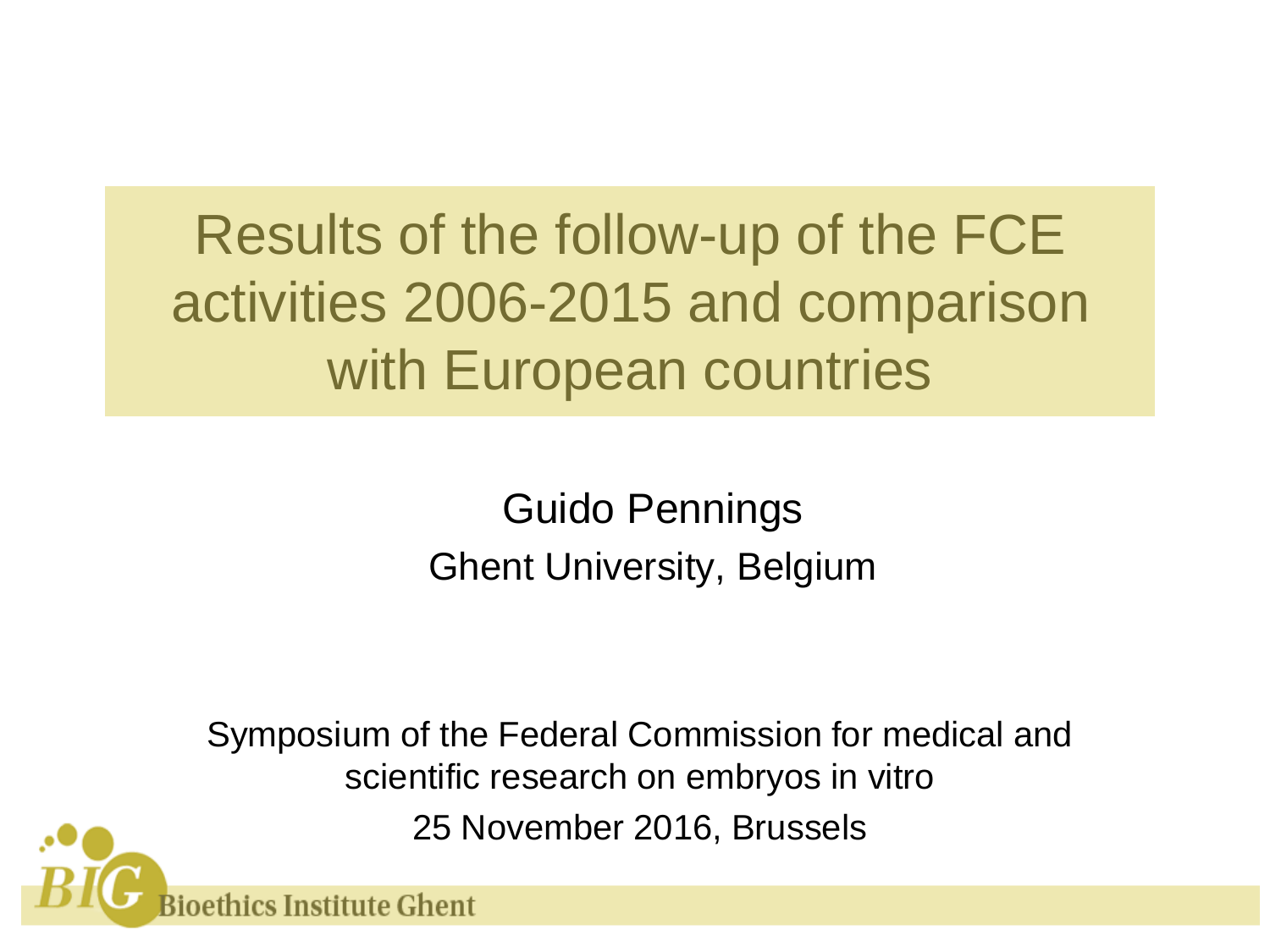# Results of the follow-up of the FCE activities 2006-2015 and comparison with European countries

Guido Pennings

Ghent University, Belgium

Symposium of the Federal Commission for medical and scientific research on embryos in vitro

25 November 2016, Brussels

Bioethics Institute Ghent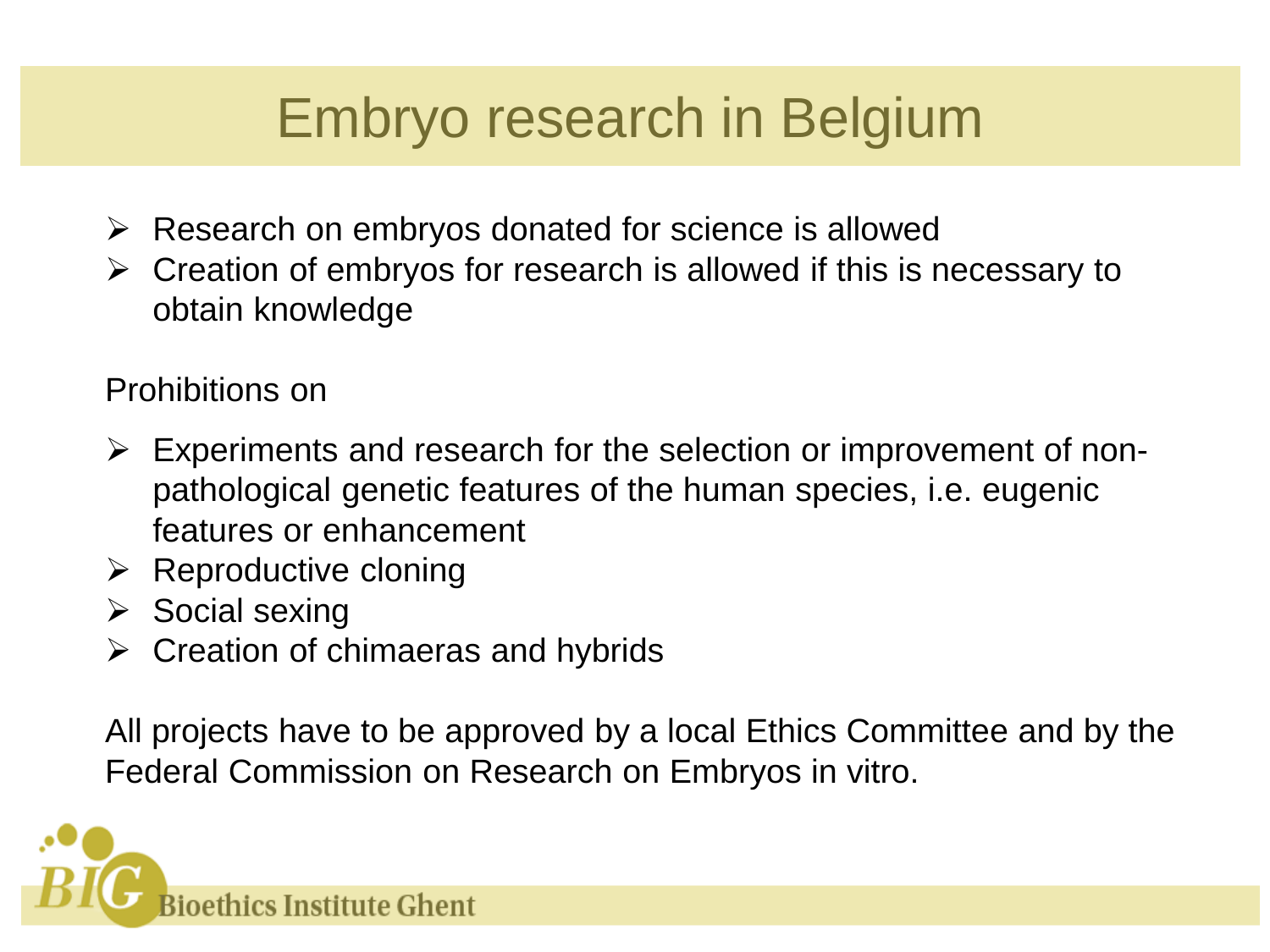# Embryo research in Belgium

- Research on embryos donated for science is allowed
- Creation of embryos for research is allowed if this is necessary to obtain knowledge

Prohibitions on

- Experiments and research for the selection or improvement of non-pathological genetic features of the human species, i.e. eugenic features or enhancement
- Reproductive cloning
- Social sexing
- Creation of chimaeras and hybrids

All projects have to be approved by a local Ethics Committee and by the Federal Commission on Research on Embryos in vitro.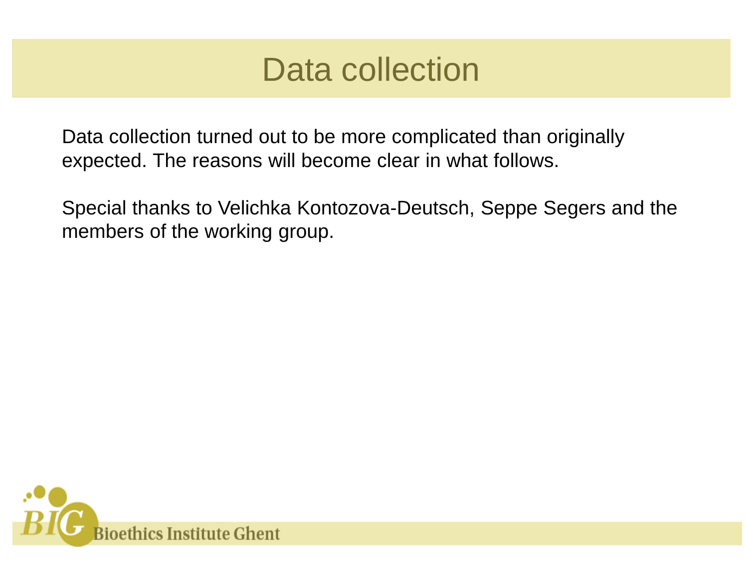# Data collection

Data collection turned out to be more complicated than originally expected. The reasons will become clear in what follows.

Special thanks to Velichka Kontozova-Deutsch, Seppe Segers and the members of the working group.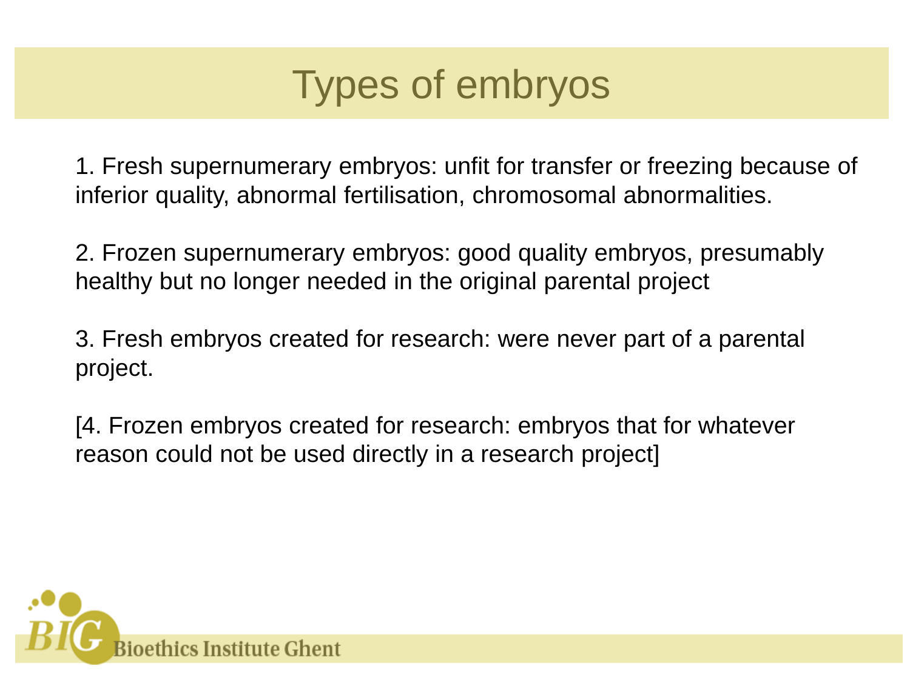# Types of embryos

1. Fresh supernumerary embryos: unfit for transfer or freezing because of inferior quality, abnormal fertilisation, chromosomal abnormalities.

2. Frozen supernumerary embryos: good quality embryos, presumably healthy but no longer needed in the original parental project

3. Fresh embryos created for research: were never part of a parental project.

[4. Frozen embryos created for research: embryos that for whatever reason could not be used directly in a research project]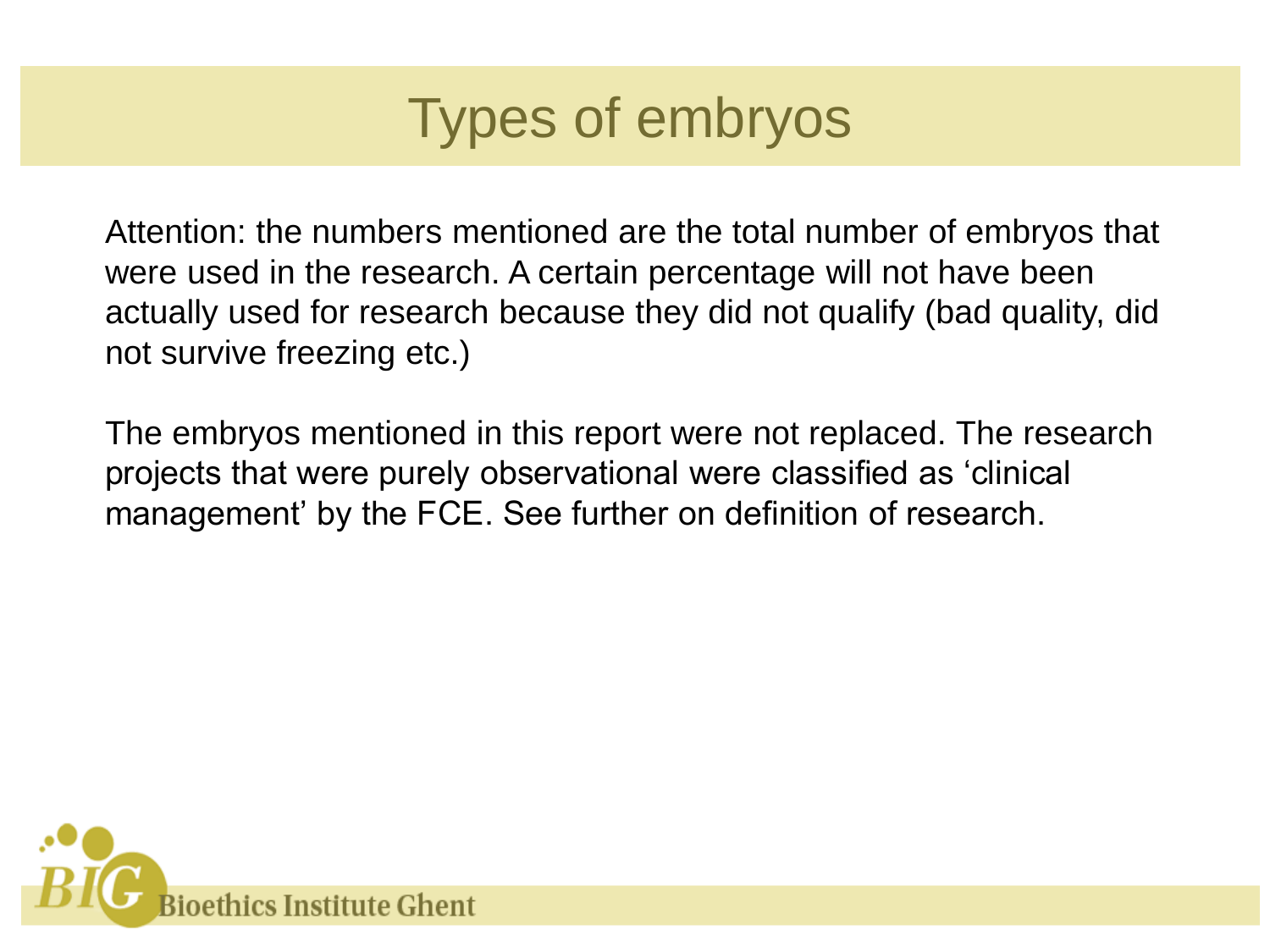# Types of embryos

Attention: the numbers mentioned are the total number of embryos that were used in the research. A certain percentage will not have been actually used for research because they did not qualify (bad quality, did not survive freezing etc.)

The embryos mentioned in this report were not replaced. The research projects that were purely observational were classified as 'clinical management' by the FCE. See further on definition of research.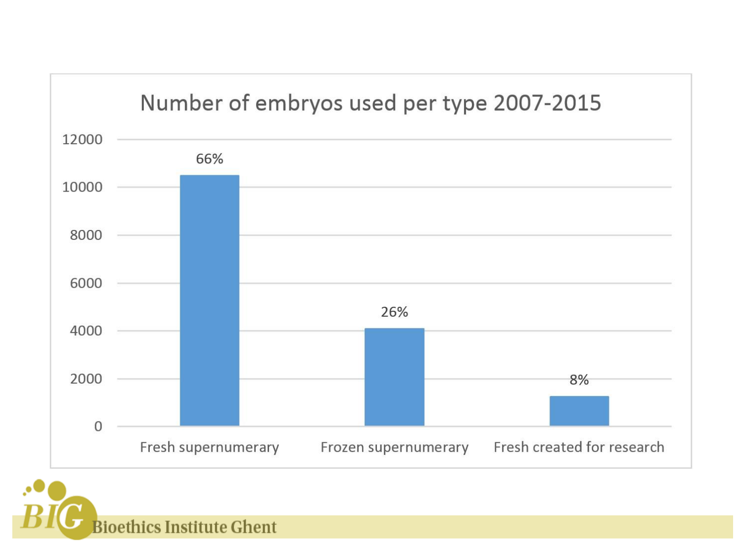## Number of embryos used per type 2007-2015

| Type | Percentage |
|---|---|
| Fresh supernumerary | 66% |
| Frozen supernumerary | 26% |
| Fresh created for research | 8% |

Bioethics Institute Ghent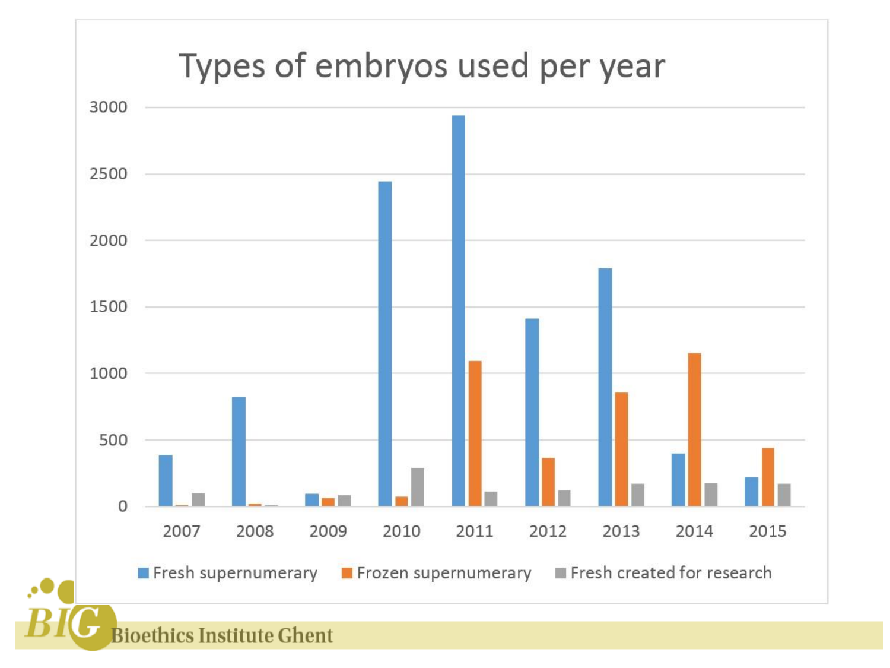# Types of embryos used per year

Fresh supernumerary · Frozen supernumerary · Fresh created for research

2007 · 2008 · 2009 · 2010 · 2011 · 2012 · 2013 · 2014 · 2015

Bioethics Institute Ghent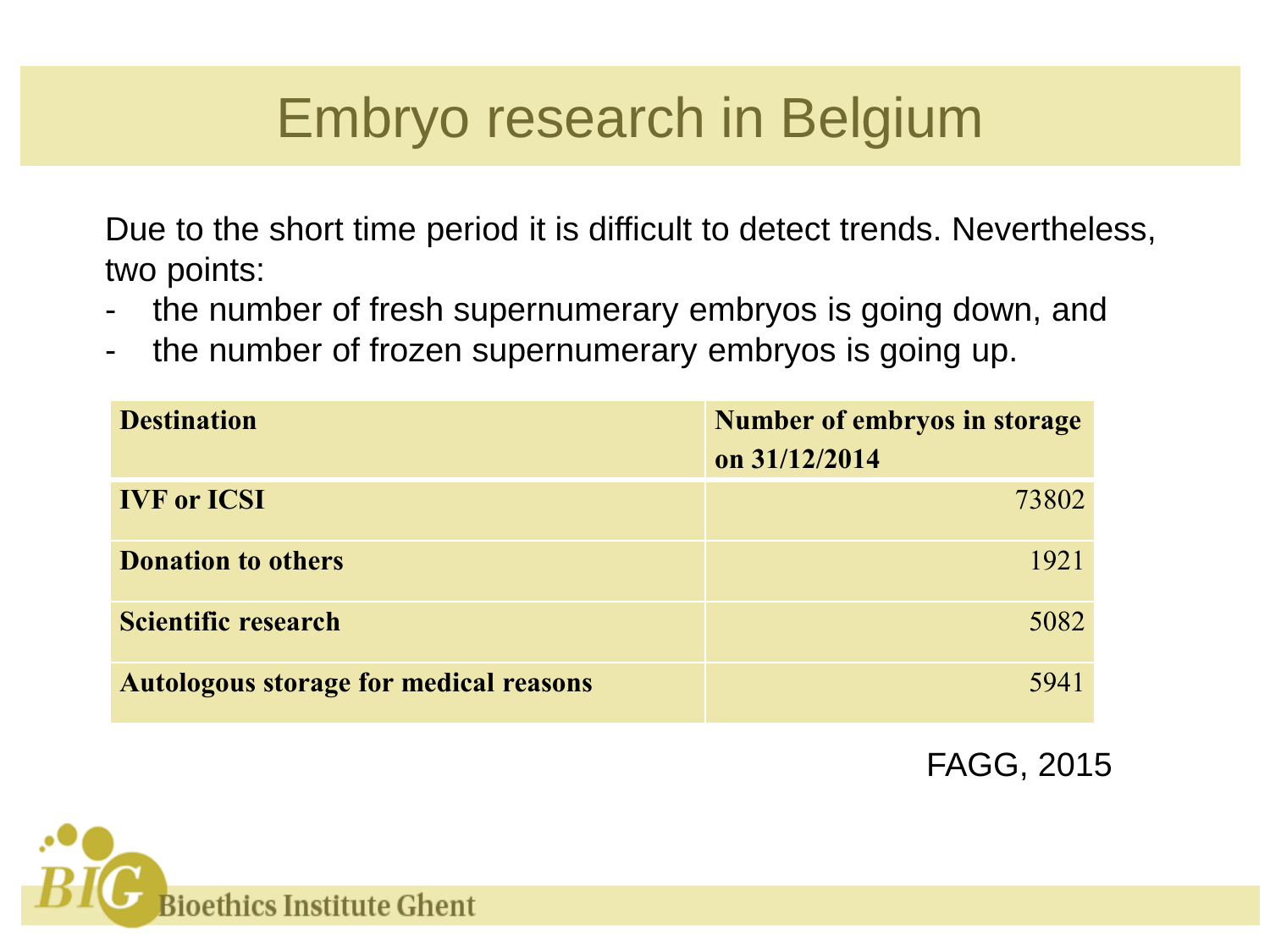# Embryo research in Belgium

Due to the short time period it is difficult to detect trends. Nevertheless, two points:

- the number of fresh supernumerary embryos is going down, and
- the number of frozen supernumerary embryos is going up.

| **Destination** | **Number of embryos in storage on 31/12/2014** |
| --- | ---: |
| **IVF or ICSI** | 73802 |
| **Donation to others** | 1921 |
| **Scientific research** | 5082 |
| **Autologous storage for medical reasons** | 5941 |

FAGG, 2015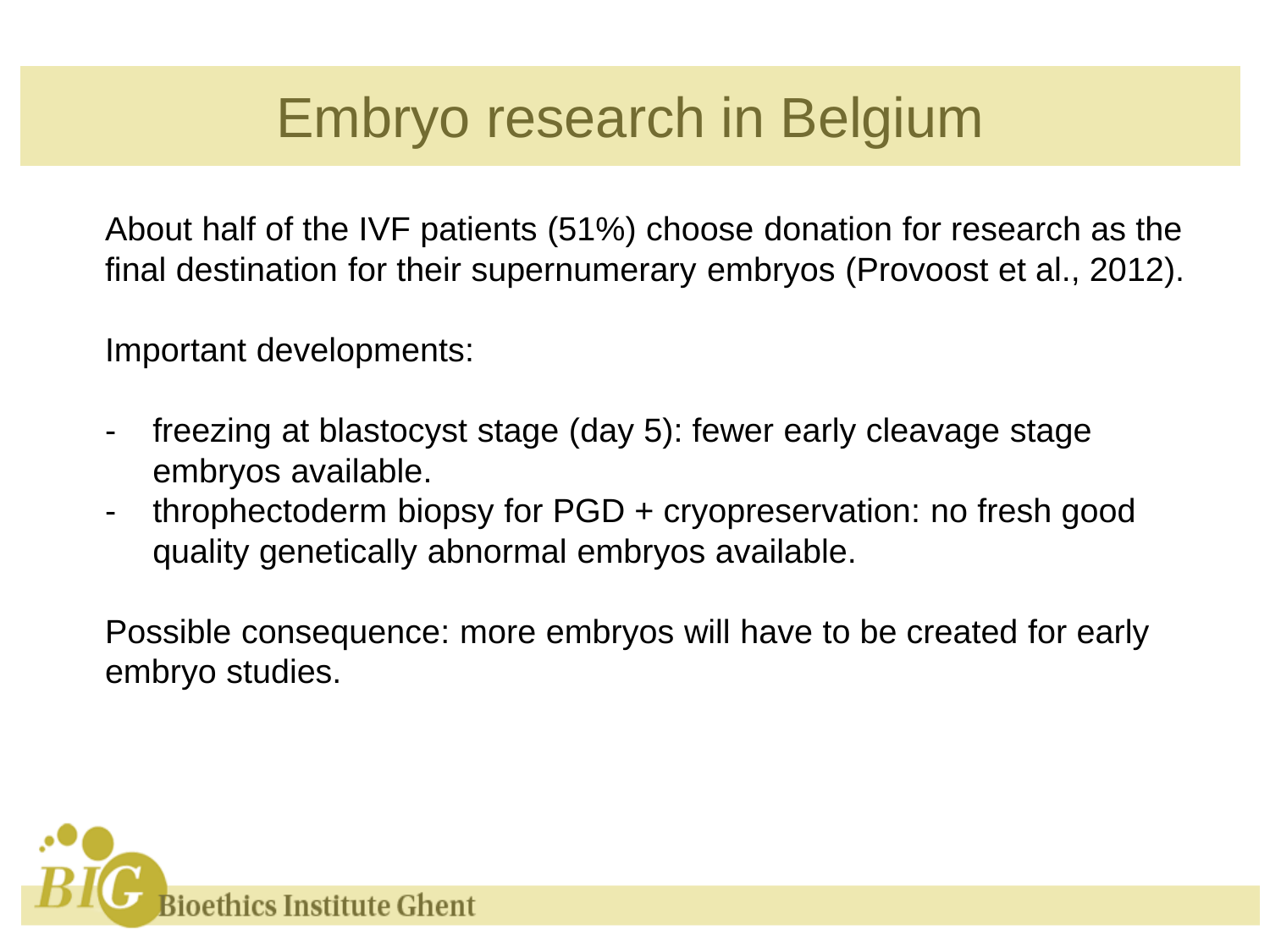# Embryo research in Belgium

About half of the IVF patients (51%) choose donation for research as the final destination for their supernumerary embryos (Provoost et al., 2012).

Important developments:

- freezing at blastocyst stage (day 5): fewer early cleavage stage embryos available.
- throphectoderm biopsy for PGD + cryopreservation: no fresh good quality genetically abnormal embryos available.

Possible consequence: more embryos will have to be created for early embryo studies.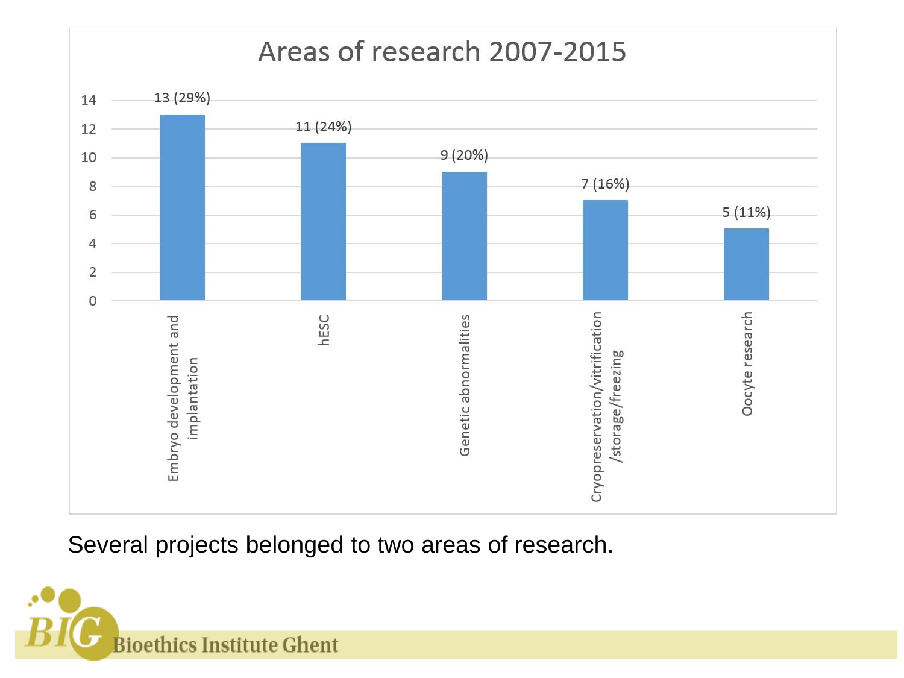## Areas of research 2007-2015

| Area of research | Number (%) |
|---|---|
| Embryo development and implantation | 13 (29%) |
| hESC | 11 (24%) |
| Genetic abnormalities | 9 (20%) |
| Cryopreservation/vitrification/storage/freezing | 7 (16%) |
| Oocyte research | 5 (11%) |

Several projects belonged to two areas of research.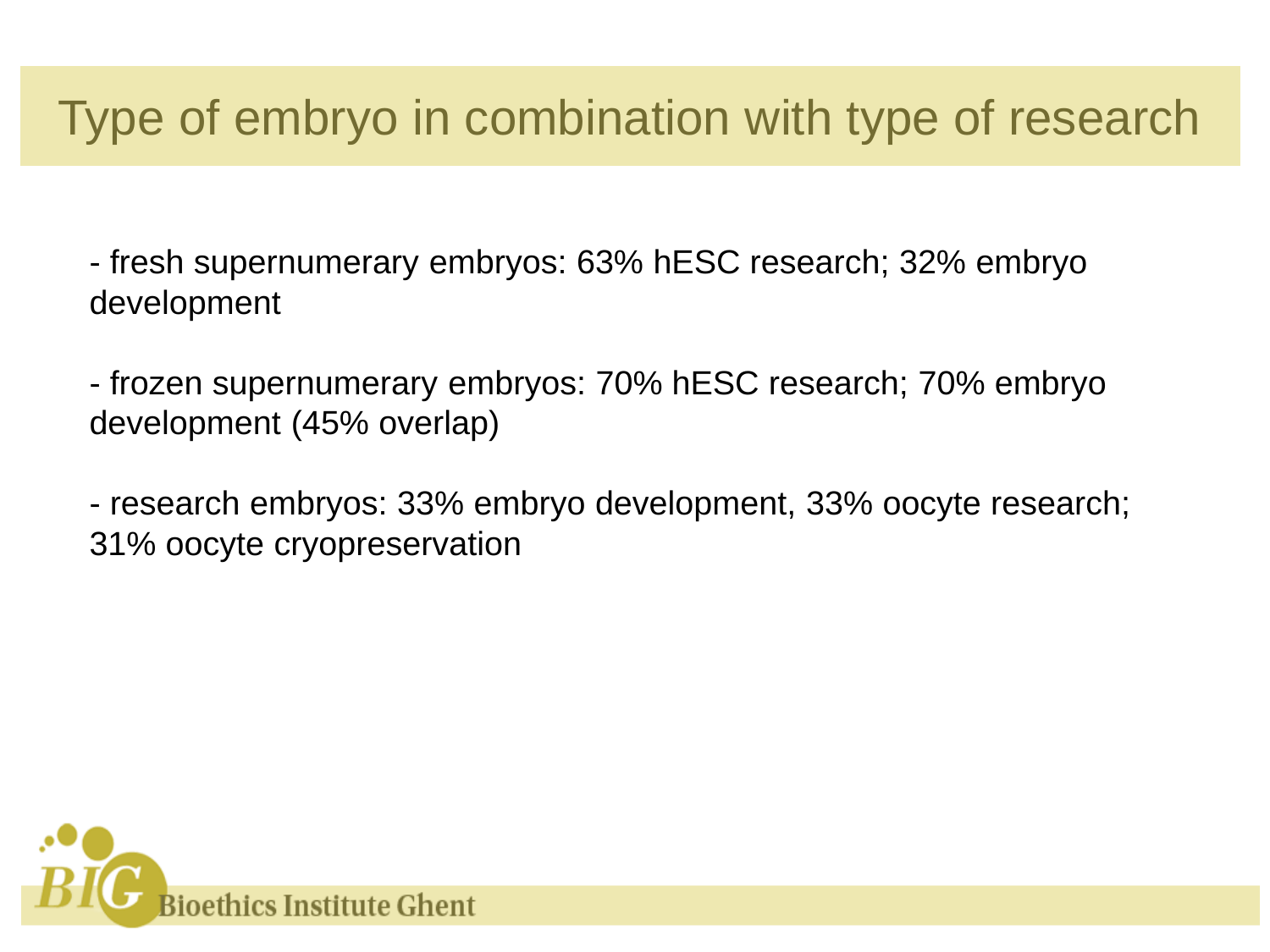# Type of embryo in combination with type of research

- fresh supernumerary embryos: 63% hESC research; 32% embryo development

- frozen supernumerary embryos: 70% hESC research; 70% embryo development (45% overlap)

- research embryos: 33% embryo development, 33% oocyte research; 31% oocyte cryopreservation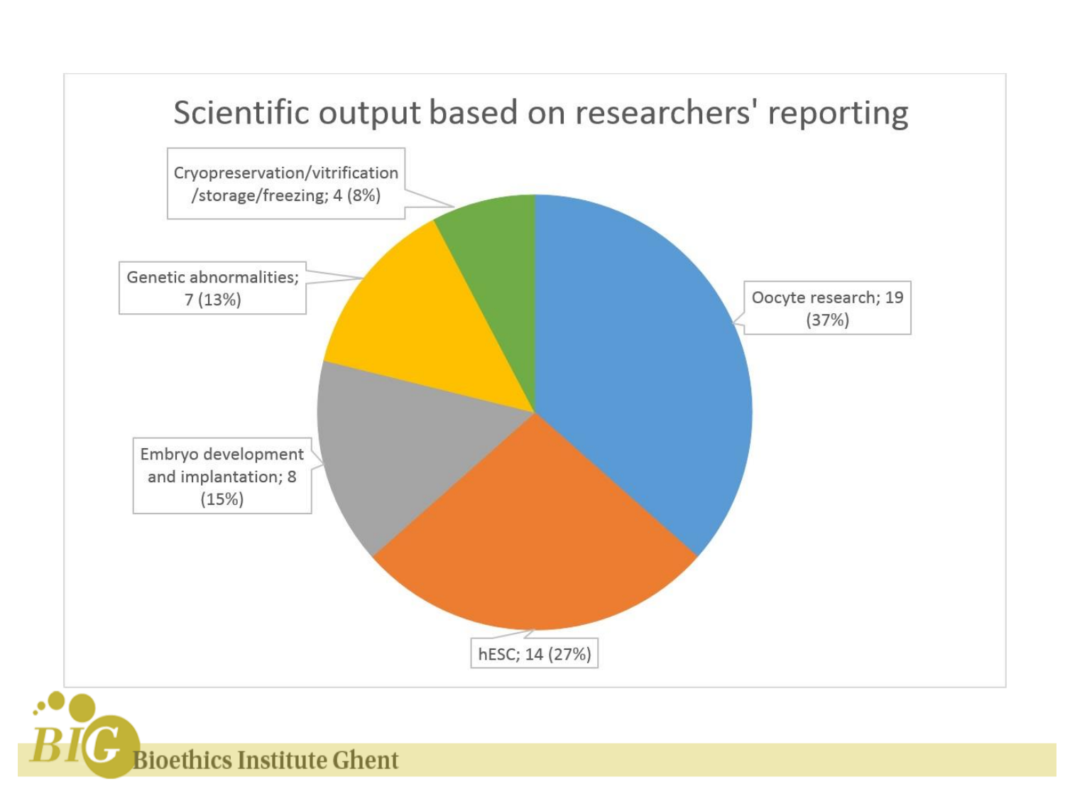# Scientific output based on researchers' reporting

- Oocyte research; 19 (37%)
- hESC; 14 (27%)
- Embryo development and implantation; 8 (15%)
- Genetic abnormalities; 7 (13%)
- Cryopreservation/vitrification/storage/freezing; 4 (8%)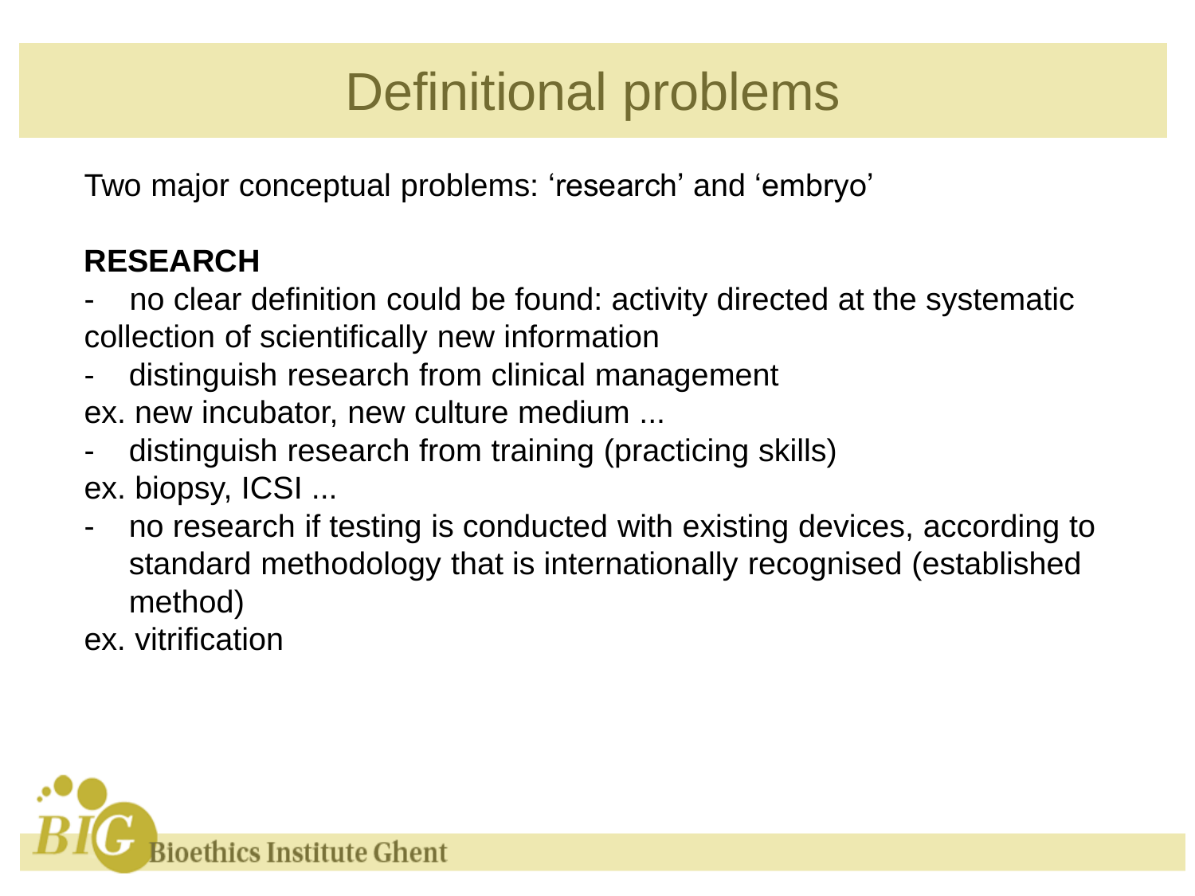# Definitional problems

Two major conceptual problems: ‘research’ and ‘embryo’

**RESEARCH**

- no clear definition could be found: activity directed at the systematic collection of scientifically new information
- distinguish research from clinical management

ex. new incubator, new culture medium ...

- distinguish research from training (practicing skills)

ex. biopsy, ICSI ...

- no research if testing is conducted with existing devices, according to standard methodology that is internationally recognised (established method)

ex. vitrification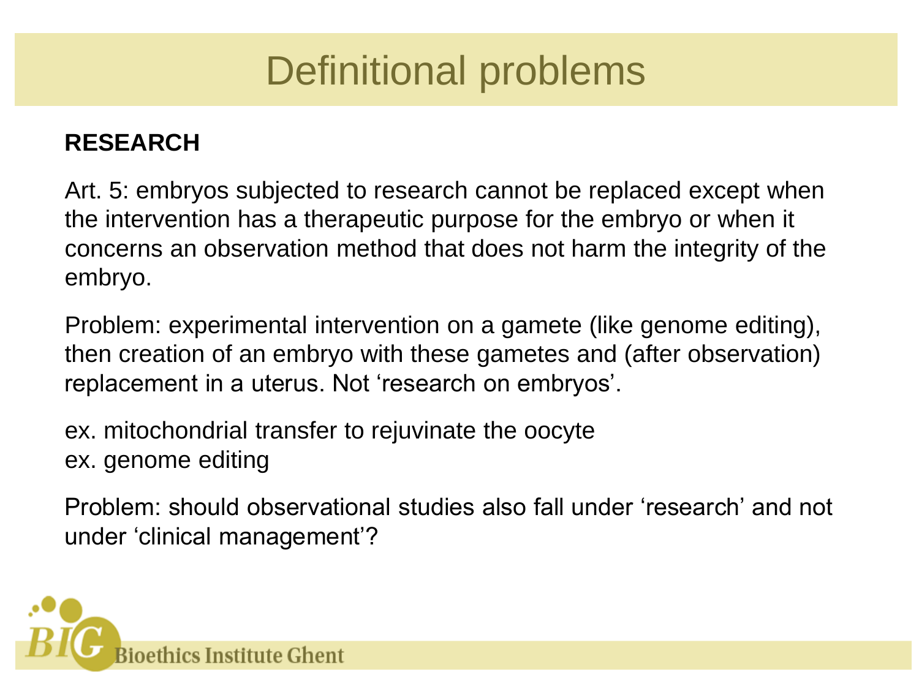# Definitional problems

**RESEARCH**

Art. 5: embryos subjected to research cannot be replaced except when the intervention has a therapeutic purpose for the embryo or when it concerns an observation method that does not harm the integrity of the embryo.

Problem: experimental intervention on a gamete (like genome editing), then creation of an embryo with these gametes and (after observation) replacement in a uterus. Not 'research on embryos'.

ex. mitochondrial transfer to rejuvinate the oocyte
ex. genome editing

Problem: should observational studies also fall under 'research' and not under 'clinical management'?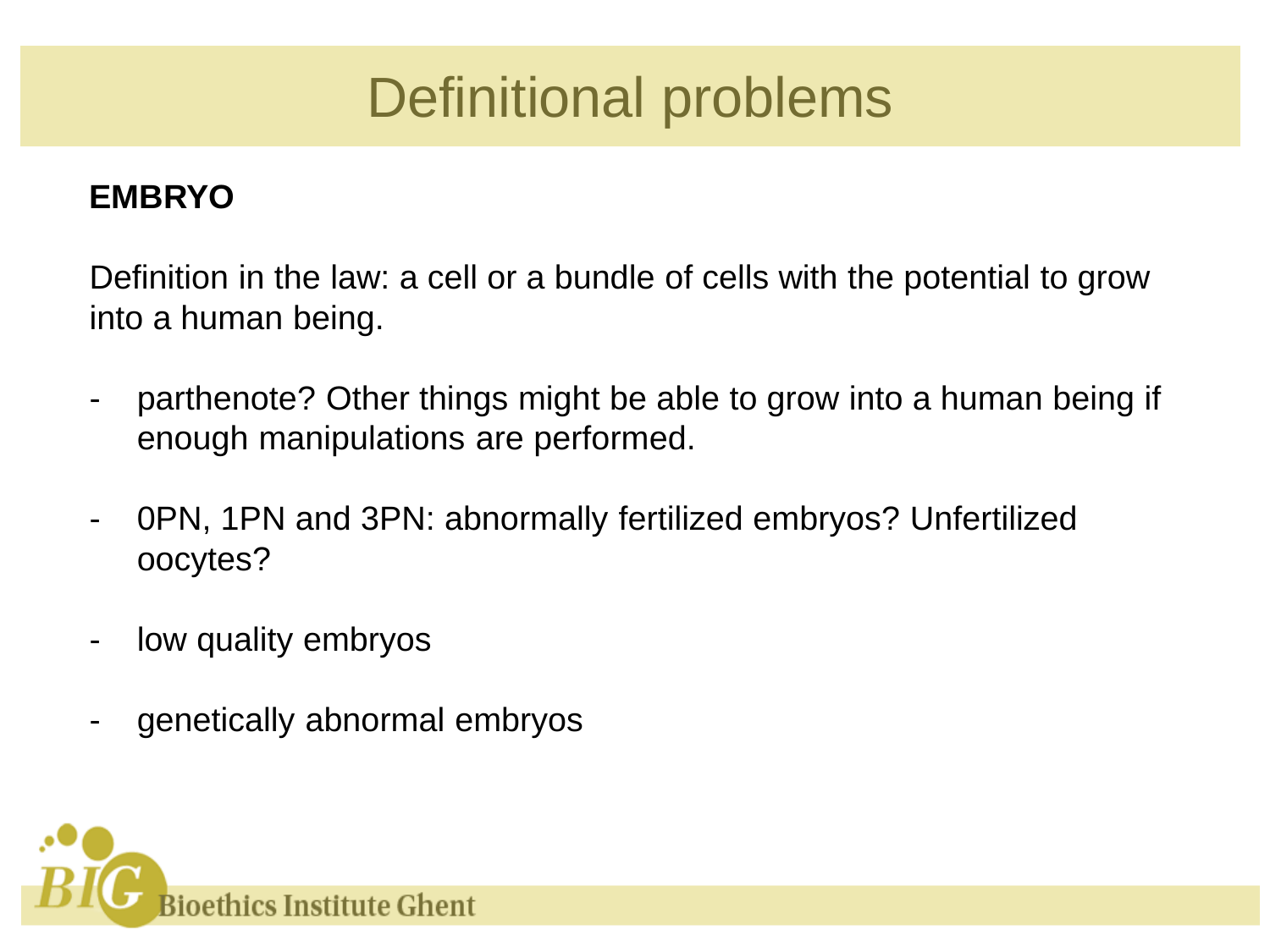# Definitional problems

**EMBRYO**

Definition in the law: a cell or a bundle of cells with the potential to grow into a human being.

- parthenote? Other things might be able to grow into a human being if enough manipulations are performed.
- 0PN, 1PN and 3PN: abnormally fertilized embryos? Unfertilized oocytes?
- low quality embryos
- genetically abnormal embryos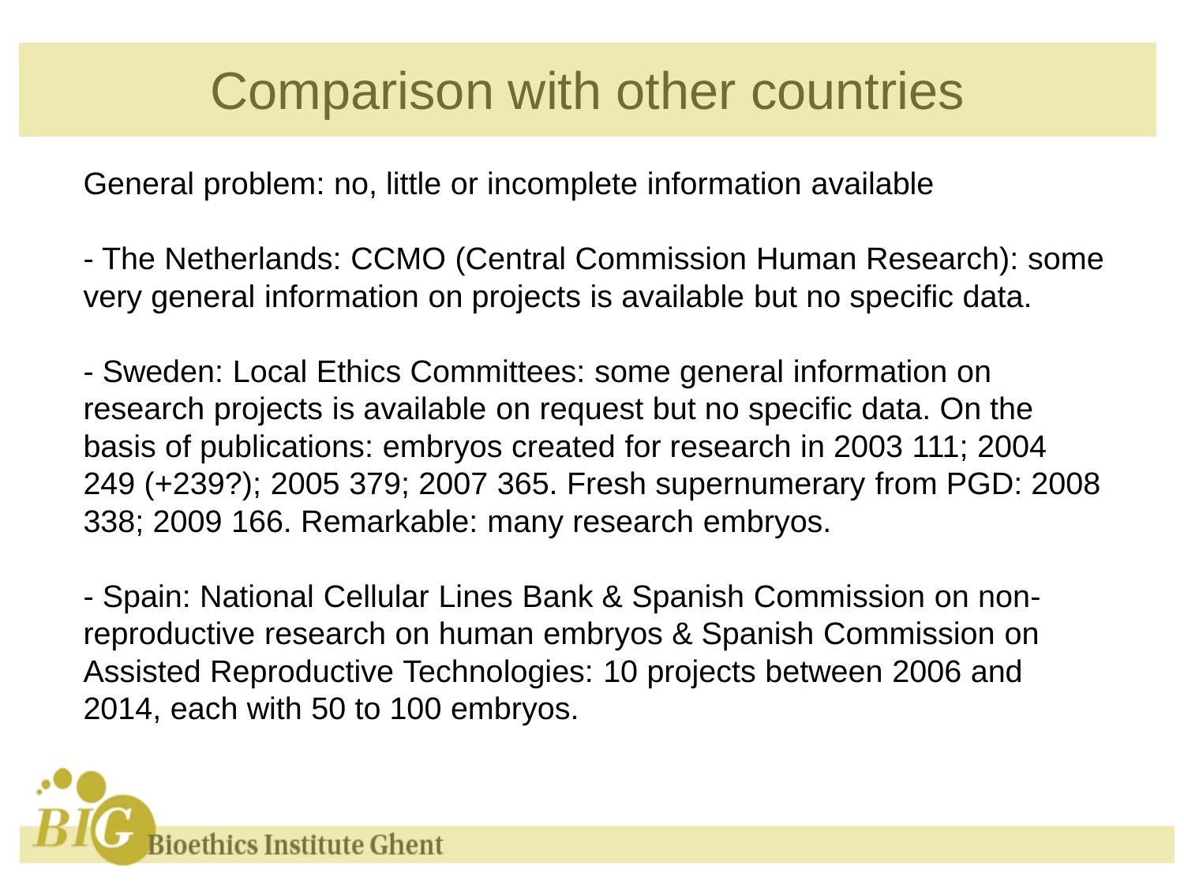# Comparison with other countries

General problem: no, little or incomplete information available

- The Netherlands: CCMO (Central Commission Human Research): some very general information on projects is available but no specific data.

- Sweden: Local Ethics Committees: some general information on research projects is available on request but no specific data. On the basis of publications: embryos created for research in 2003 111; 2004 249 (+239?); 2005 379; 2007 365. Fresh supernumerary from PGD: 2008 338; 2009 166. Remarkable: many research embryos.

- Spain: National Cellular Lines Bank & Spanish Commission on non-reproductive research on human embryos & Spanish Commission on Assisted Reproductive Technologies: 10 projects between 2006 and 2014, each with 50 to 100 embryos.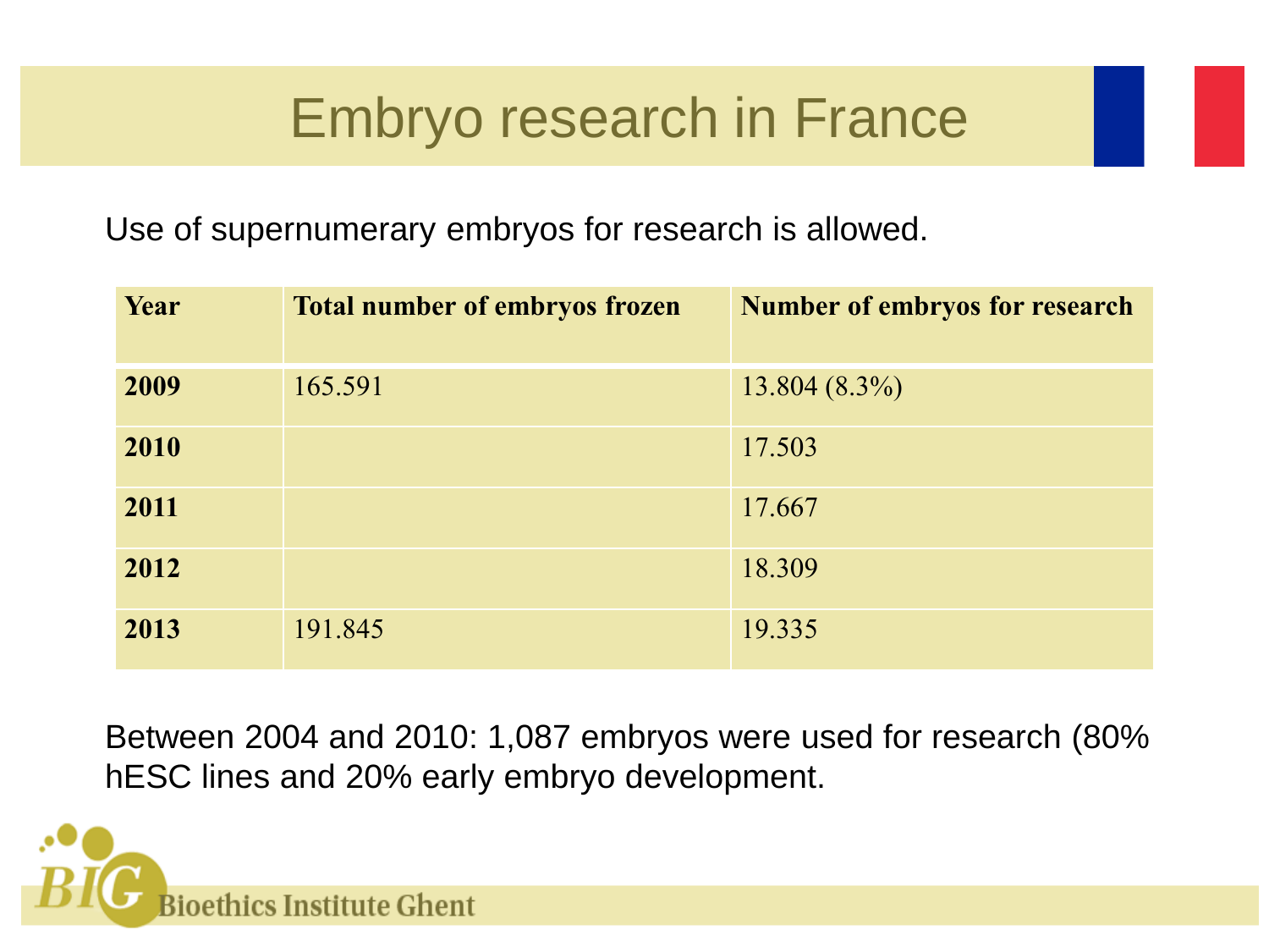# Embryo research in France

Use of supernumerary embryos for research is allowed.

| Year | Total number of embryos frozen | Number of embryos for research |
|---|---|---|
| 2009 | 165.591 | 13.804 (8.3%) |
| 2010 | | 17.503 |
| 2011 | | 17.667 |
| 2012 | | 18.309 |
| 2013 | 191.845 | 19.335 |

Between 2004 and 2010: 1,087 embryos were used for research (80% hESC lines and 20% early embryo development.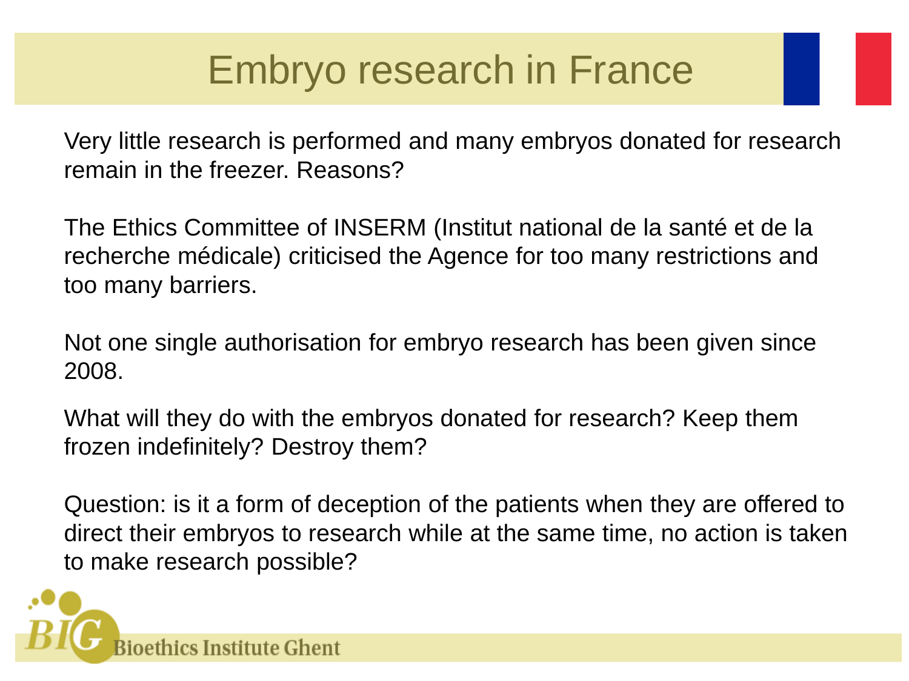# Embryo research in France

Very little research is performed and many embryos donated for research remain in the freezer. Reasons?

The Ethics Committee of INSERM (Institut national de la santé et de la recherche médicale) criticised the Agence for too many restrictions and too many barriers.

Not one single authorisation for embryo research has been given since 2008.

What will they do with the embryos donated for research? Keep them frozen indefinitely? Destroy them?

Question: is it a form of deception of the patients when they are offered to direct their embryos to research while at the same time, no action is taken to make research possible?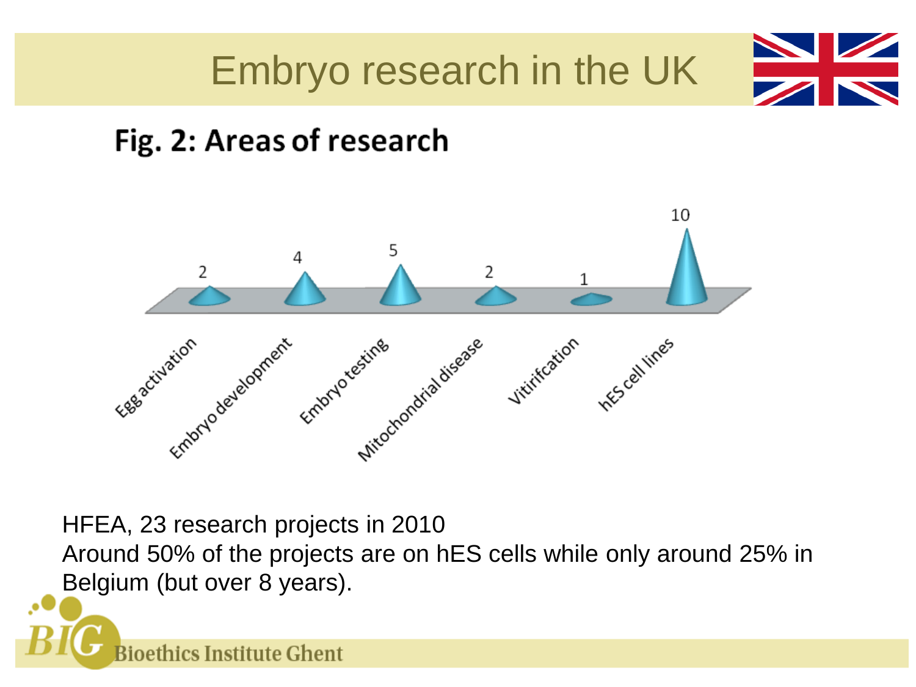# Embryo research in the UK

## Fig. 2: Areas of research

| Area | Number |
|---|---|
| Egg activation | 2 |
| Embryo development | 4 |
| Embryo testing | 5 |
| Mitochondrial disease | 2 |
| Vitirifcation | 1 |
| hES cell lines | 10 |

HFEA, 23 research projects in 2010

Around 50% of the projects are on hES cells while only around 25% in Belgium (but over 8 years).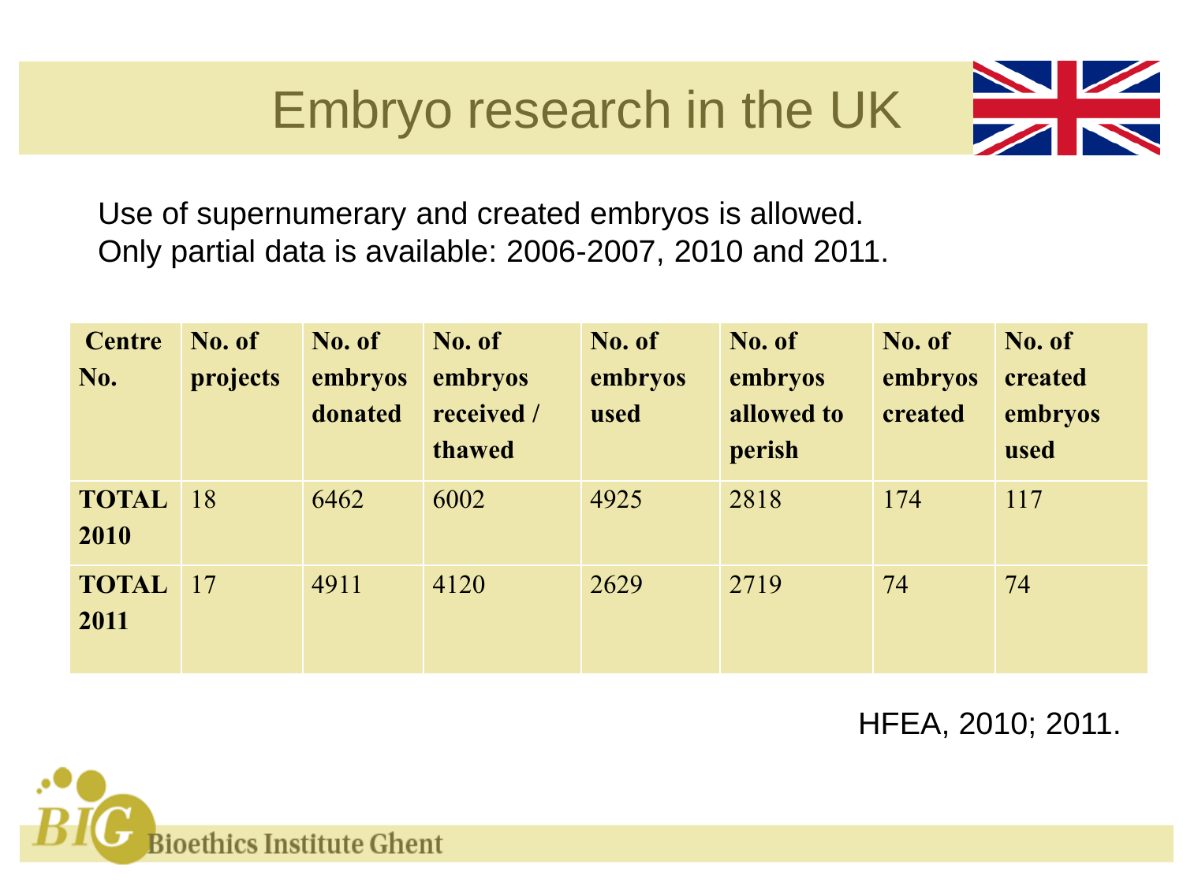# Embryo research in the UK

Use of supernumerary and created embryos is allowed.
Only partial data is available: 2006-2007, 2010 and 2011.

| Centre No. | No. of projects | No. of embryos donated | No. of embryos received / thawed | No. of embryos used | No. of embryos allowed to perish | No. of embryos created | No. of created embryos used |
|---|---|---|---|---|---|---|---|
| **TOTAL 2010** | 18 | 6462 | 6002 | 4925 | 2818 | 174 | 117 |
| **TOTAL 2011** | 17 | 4911 | 4120 | 2629 | 2719 | 74 | 74 |

HFEA, 2010; 2011.

Bioethics Institute Ghent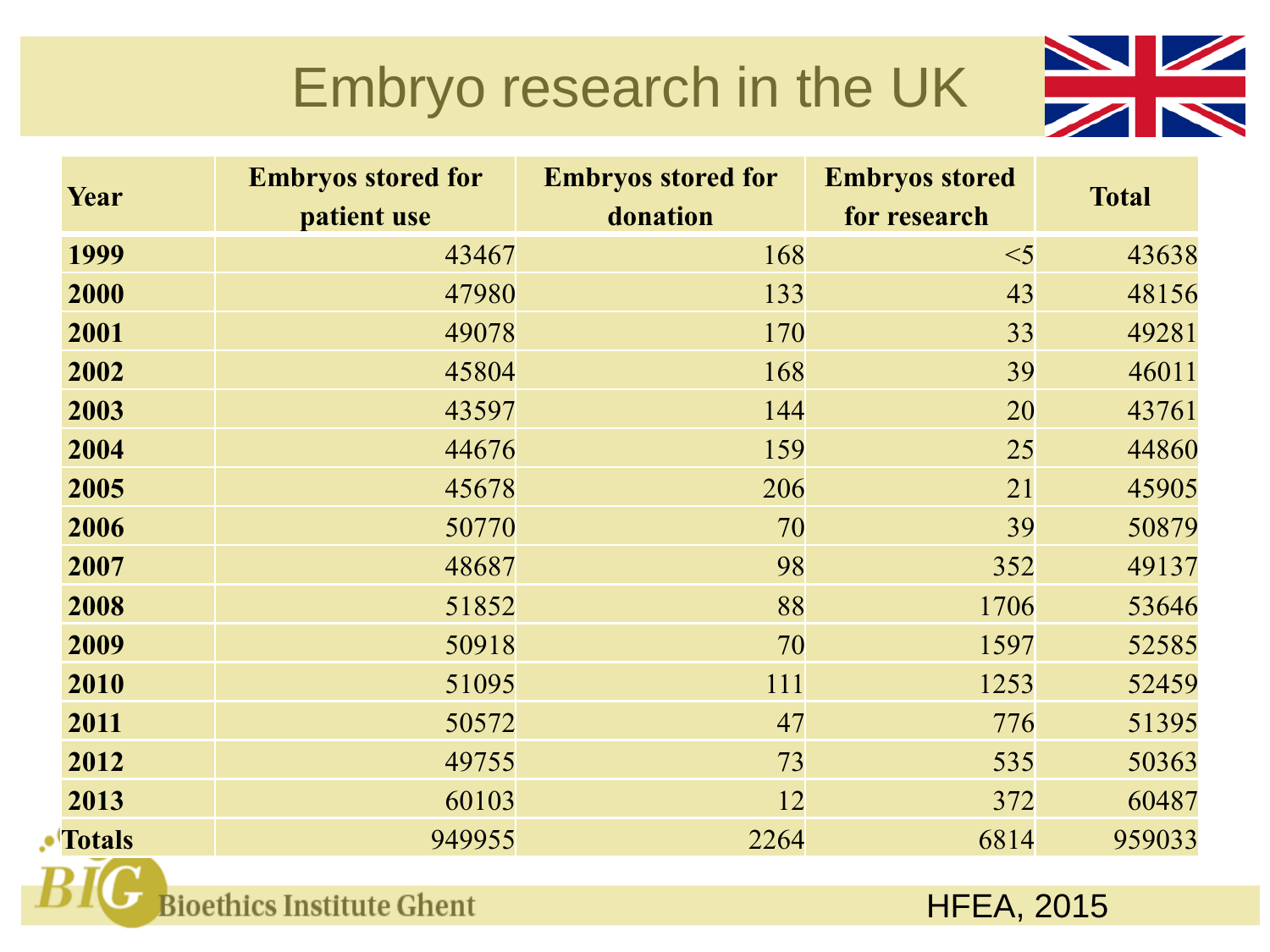# Embryo research in the UK

| Year | Embryos stored for patient use | Embryos stored for donation | Embryos stored for research | Total |
|---|---|---|---|---|
| **1999** | 43467 | 168 | <5 | 43638 |
| **2000** | 47980 | 133 | 43 | 48156 |
| **2001** | 49078 | 170 | 33 | 49281 |
| **2002** | 45804 | 168 | 39 | 46011 |
| **2003** | 43597 | 144 | 20 | 43761 |
| **2004** | 44676 | 159 | 25 | 44860 |
| **2005** | 45678 | 206 | 21 | 45905 |
| **2006** | 50770 | 70 | 39 | 50879 |
| **2007** | 48687 | 98 | 352 | 49137 |
| **2008** | 51852 | 88 | 1706 | 53646 |
| **2009** | 50918 | 70 | 1597 | 52585 |
| **2010** | 51095 | 111 | 1253 | 52459 |
| **2011** | 50572 | 47 | 776 | 51395 |
| **2012** | 49755 | 73 | 535 | 50363 |
| **2013** | 60103 | 12 | 372 | 60487 |
| **Totals** | 949955 | 2264 | 6814 | 959033 |

HFEA, 2015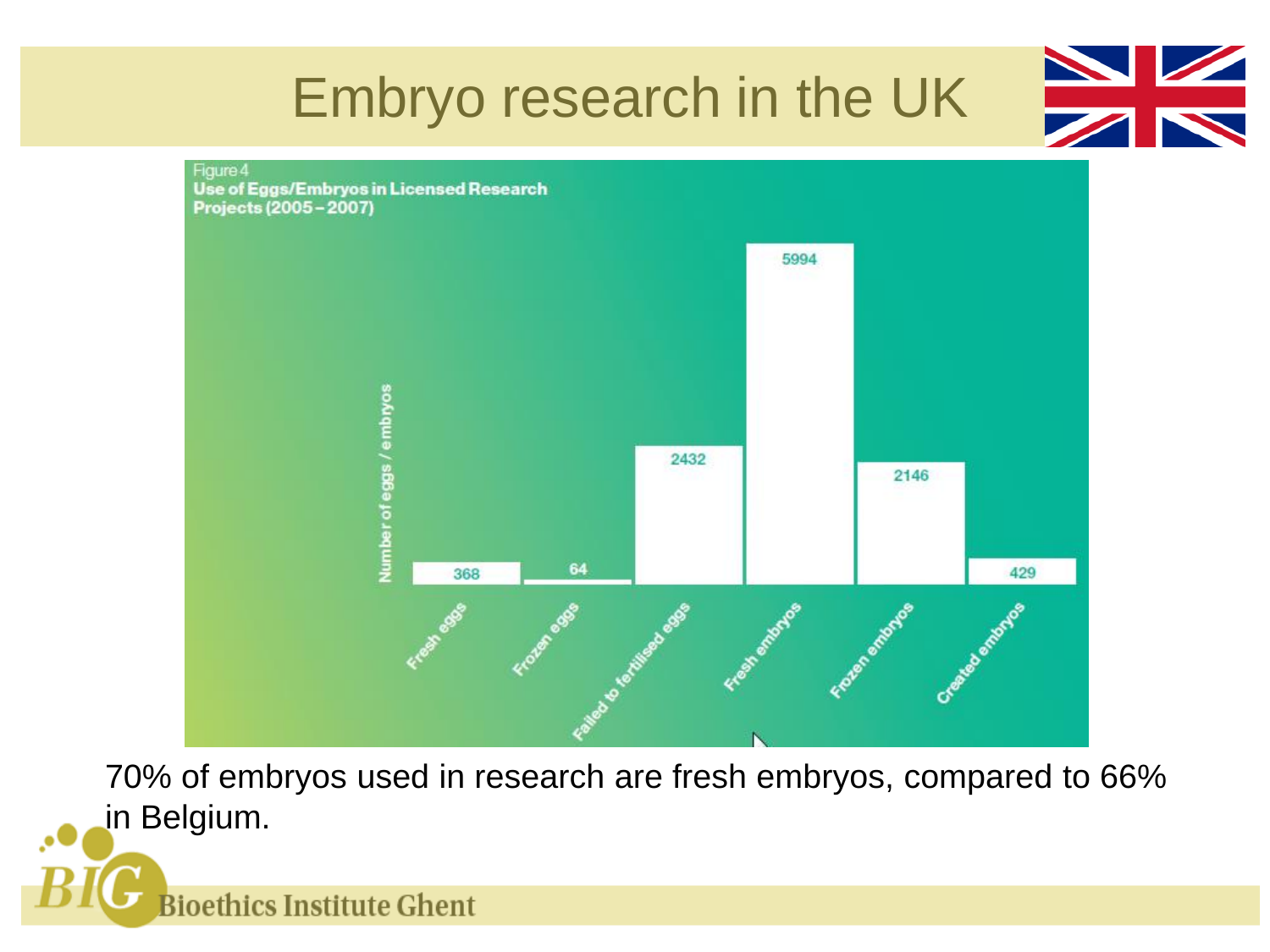# Embryo research in the UK

Figure 4
**Use of Eggs/Embryos in Licensed Research Projects (2005–2007)**

| Category | Number of eggs / embryos |
| --- | --- |
| Fresh eggs | 368 |
| Frozen eggs | 64 |
| Failed to fertilised eggs | 2432 |
| Fresh embryos | 5994 |
| Frozen embryos | 2146 |
| Created embryos | 429 |

70% of embryos used in research are fresh embryos, compared to 66% in Belgium.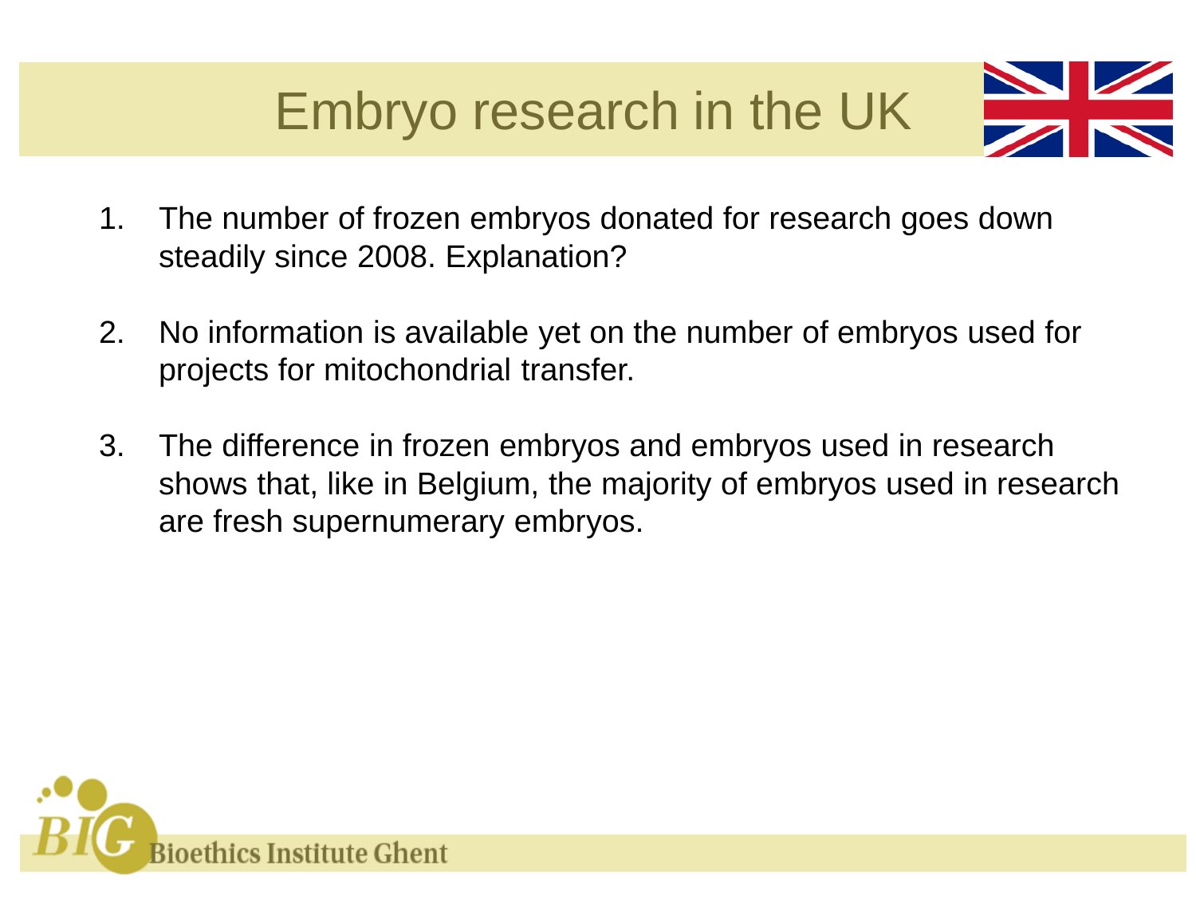# Embryo research in the UK

1. The number of frozen embryos donated for research goes down steadily since 2008. Explanation?

2. No information is available yet on the number of embryos used for projects for mitochondrial transfer.

3. The difference in frozen embryos and embryos used in research shows that, like in Belgium, the majority of embryos used in research are fresh supernumerary embryos.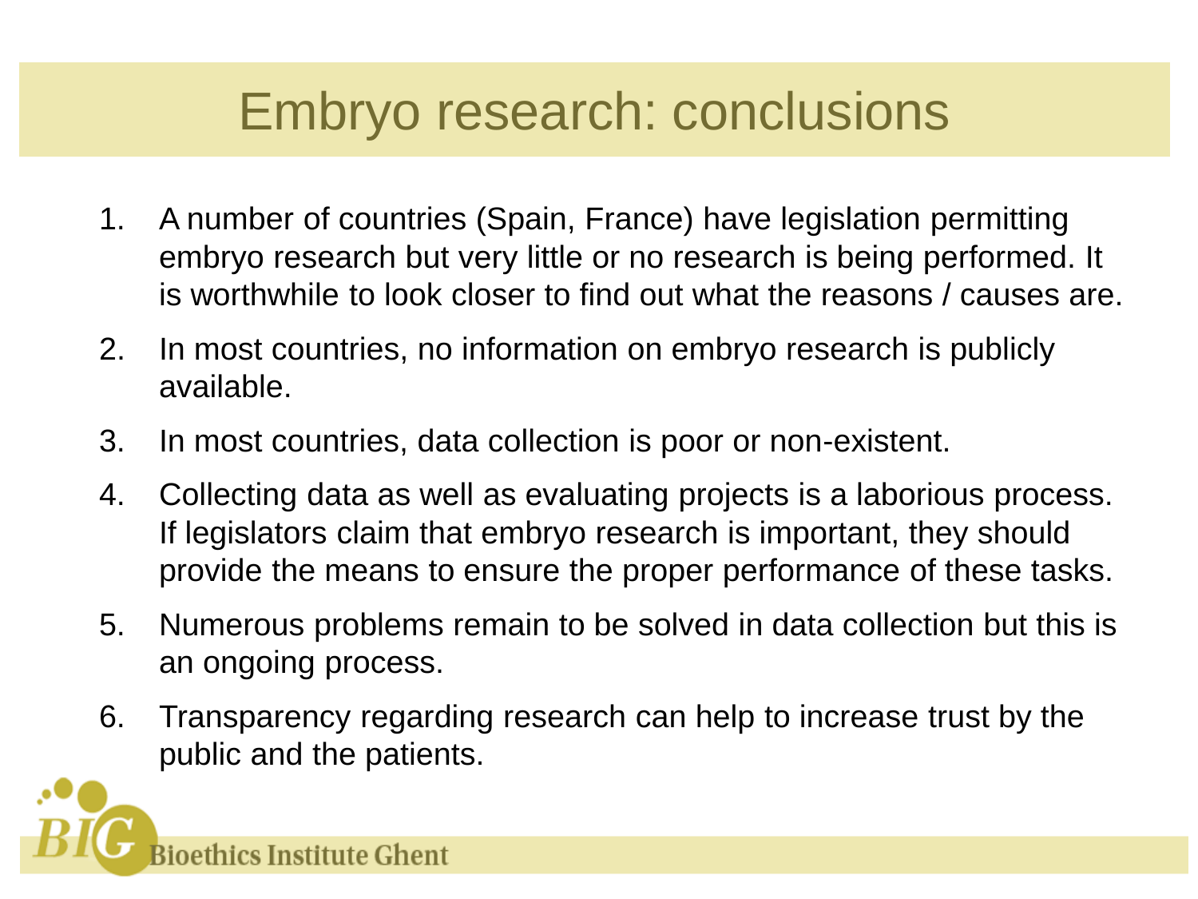# Embryo research: conclusions

1. A number of countries (Spain, France) have legislation permitting embryo research but very little or no research is being performed. It is worthwhile to look closer to find out what the reasons / causes are.
2. In most countries, no information on embryo research is publicly available.
3. In most countries, data collection is poor or non-existent.
4. Collecting data as well as evaluating projects is a laborious process. If legislators claim that embryo research is important, they should provide the means to ensure the proper performance of these tasks.
5. Numerous problems remain to be solved in data collection but this is an ongoing process.
6. Transparency regarding research can help to increase trust by the public and the patients.